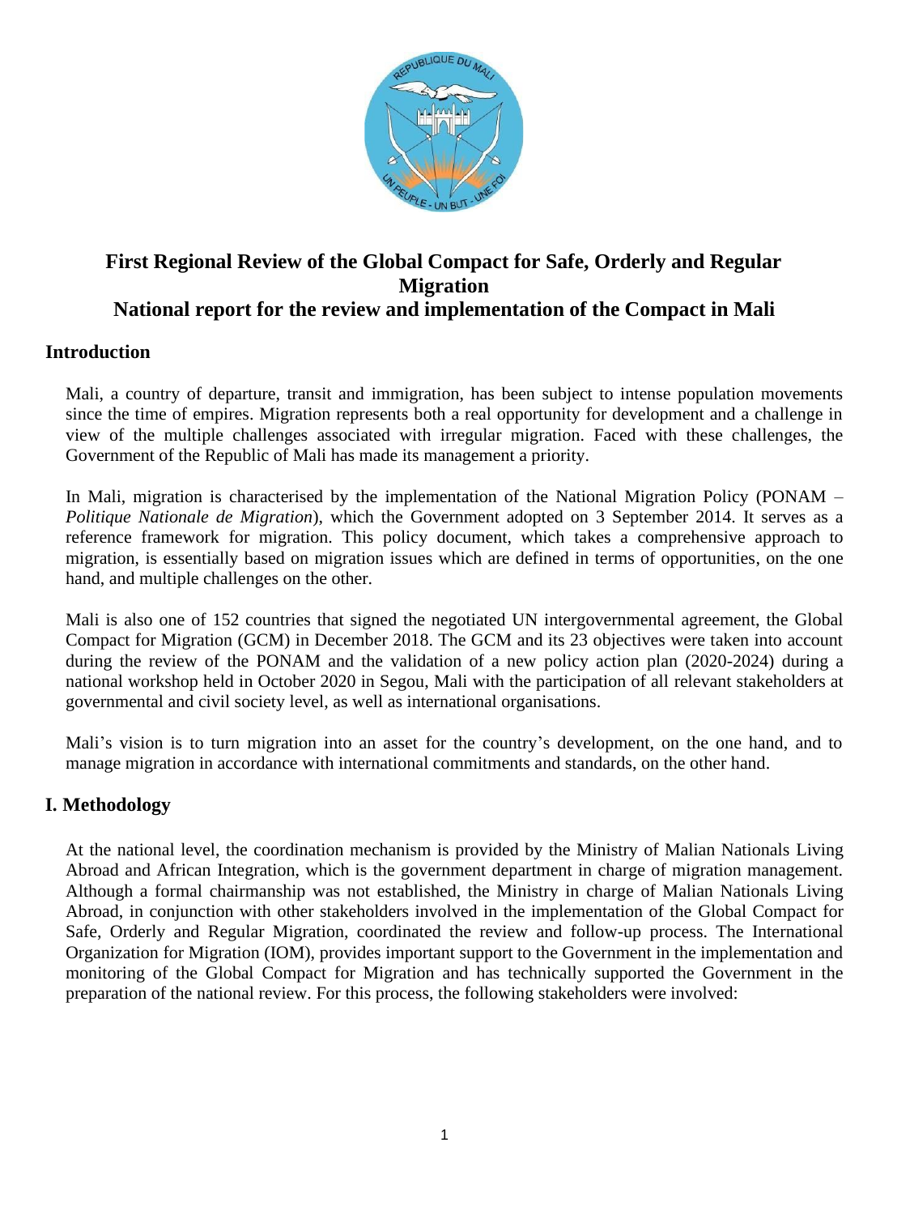# First Regional Review of the Global Compact for Safe, Orderly and Regular Migration
# National report for the review and implementation of the Compact in Mali

## Introduction

Mali, a country of departure, transit and immigration, has been subject to intense population movements since the time of empires. Migration represents both a real opportunity for development and a challenge in view of the multiple challenges associated with irregular migration. Faced with these challenges, the Government of the Republic of Mali has made its management a priority.

In Mali, migration is characterised by the implementation of the National Migration Policy (PONAM – *Politique Nationale de Migration*), which the Government adopted on 3 September 2014. It serves as a reference framework for migration. This policy document, which takes a comprehensive approach to migration, is essentially based on migration issues which are defined in terms of opportunities, on the one hand, and multiple challenges on the other.

Mali is also one of 152 countries that signed the negotiated UN intergovernmental agreement, the Global Compact for Migration (GCM) in December 2018. The GCM and its 23 objectives were taken into account during the review of the PONAM and the validation of a new policy action plan (2020-2024) during a national workshop held in October 2020 in Segou, Mali with the participation of all relevant stakeholders at governmental and civil society level, as well as international organisations.

Mali's vision is to turn migration into an asset for the country's development, on the one hand, and to manage migration in accordance with international commitments and standards, on the other hand.

## I. Methodology

At the national level, the coordination mechanism is provided by the Ministry of Malian Nationals Living Abroad and African Integration, which is the government department in charge of migration management. Although a formal chairmanship was not established, the Ministry in charge of Malian Nationals Living Abroad, in conjunction with other stakeholders involved in the implementation of the Global Compact for Safe, Orderly and Regular Migration, coordinated the review and follow-up process. The International Organization for Migration (IOM), provides important support to the Government in the implementation and monitoring of the Global Compact for Migration and has technically supported the Government in the preparation of the national review. For this process, the following stakeholders were involved: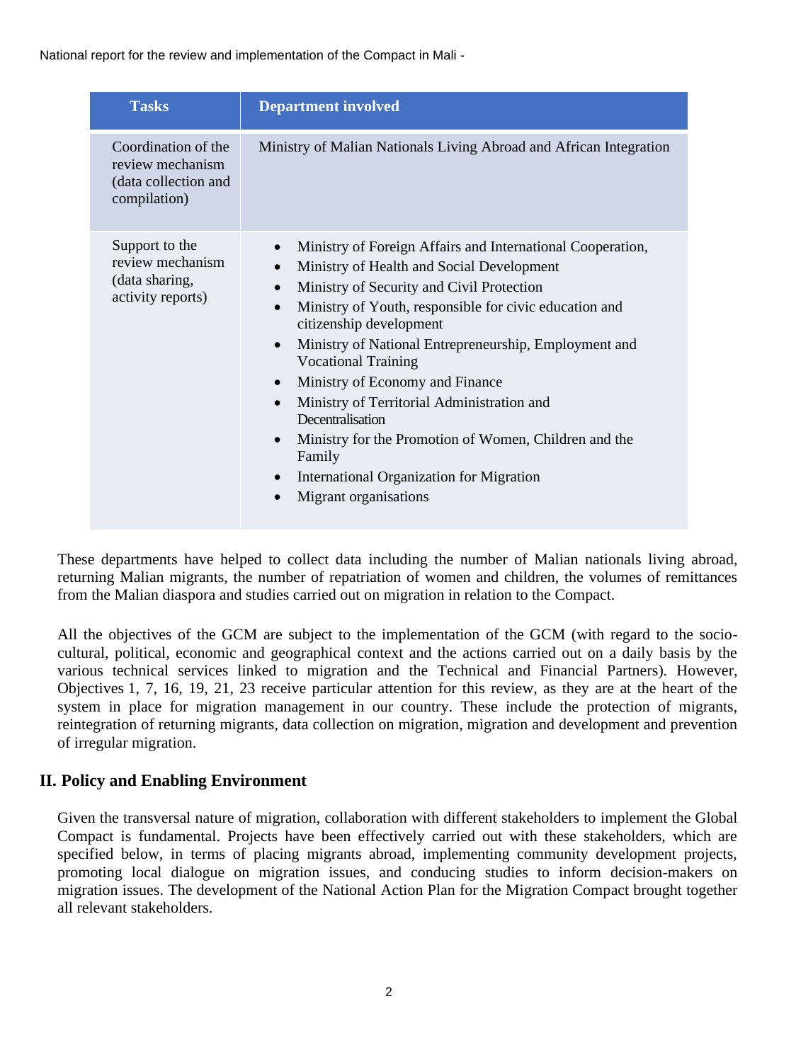| Tasks | Department involved |
|---|---|
| Coordination of the review mechanism (data collection and compilation) | Ministry of Malian Nationals Living Abroad and African Integration |
| Support to the review mechanism (data sharing, activity reports) | • Ministry of Foreign Affairs and International Cooperation,<br>• Ministry of Health and Social Development<br>• Ministry of Security and Civil Protection<br>• Ministry of Youth, responsible for civic education and citizenship development<br>• Ministry of National Entrepreneurship, Employment and Vocational Training<br>• Ministry of Economy and Finance<br>• Ministry of Territorial Administration and Decentralisation<br>• Ministry for the Promotion of Women, Children and the Family<br>• International Organization for Migration<br>• Migrant organisations |

These departments have helped to collect data including the number of Malian nationals living abroad, returning Malian migrants, the number of repatriation of women and children, the volumes of remittances from the Malian diaspora and studies carried out on migration in relation to the Compact.

All the objectives of the GCM are subject to the implementation of the GCM (with regard to the socio-cultural, political, economic and geographical context and the actions carried out on a daily basis by the various technical services linked to migration and the Technical and Financial Partners). However, Objectives 1, 7, 16, 19, 21, 23 receive particular attention for this review, as they are at the heart of the system in place for migration management in our country. These include the protection of migrants, reintegration of returning migrants, data collection on migration, migration and development and prevention of irregular migration.

## II. Policy and Enabling Environment

Given the transversal nature of migration, collaboration with different stakeholders to implement the Global Compact is fundamental. Projects have been effectively carried out with these stakeholders, which are specified below, in terms of placing migrants abroad, implementing community development projects, promoting local dialogue on migration issues, and conducing studies to inform decision-makers on migration issues. The development of the National Action Plan for the Migration Compact brought together all relevant stakeholders.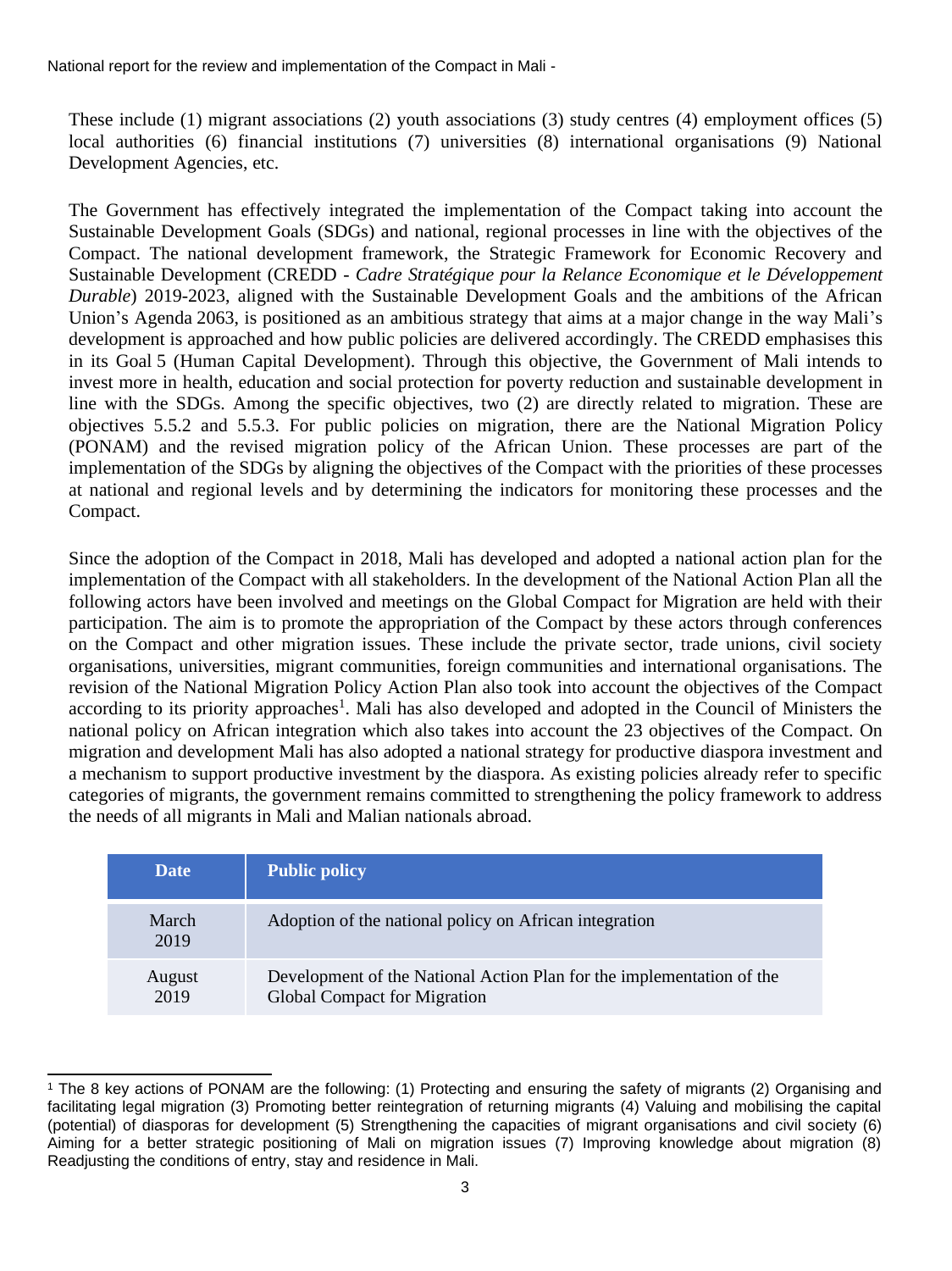These include (1) migrant associations (2) youth associations (3) study centres (4) employment offices (5) local authorities (6) financial institutions (7) universities (8) international organisations (9) National Development Agencies, etc.

The Government has effectively integrated the implementation of the Compact taking into account the Sustainable Development Goals (SDGs) and national, regional processes in line with the objectives of the Compact. The national development framework, the Strategic Framework for Economic Recovery and Sustainable Development (CREDD - *Cadre Stratégique pour la Relance Economique et le Développement Durable*) 2019-2023, aligned with the Sustainable Development Goals and the ambitions of the African Union's Agenda 2063, is positioned as an ambitious strategy that aims at a major change in the way Mali's development is approached and how public policies are delivered accordingly. The CREDD emphasises this in its Goal 5 (Human Capital Development). Through this objective, the Government of Mali intends to invest more in health, education and social protection for poverty reduction and sustainable development in line with the SDGs. Among the specific objectives, two (2) are directly related to migration. These are objectives 5.5.2 and 5.5.3. For public policies on migration, there are the National Migration Policy (PONAM) and the revised migration policy of the African Union. These processes are part of the implementation of the SDGs by aligning the objectives of the Compact with the priorities of these processes at national and regional levels and by determining the indicators for monitoring these processes and the Compact.

Since the adoption of the Compact in 2018, Mali has developed and adopted a national action plan for the implementation of the Compact with all stakeholders. In the development of the National Action Plan all the following actors have been involved and meetings on the Global Compact for Migration are held with their participation. The aim is to promote the appropriation of the Compact by these actors through conferences on the Compact and other migration issues. These include the private sector, trade unions, civil society organisations, universities, migrant communities, foreign communities and international organisations. The revision of the National Migration Policy Action Plan also took into account the objectives of the Compact according to its priority approaches[1]. Mali has also developed and adopted in the Council of Ministers the national policy on African integration which also takes into account the 23 objectives of the Compact. On migration and development Mali has also adopted a national strategy for productive diaspora investment and a mechanism to support productive investment by the diaspora. As existing policies already refer to specific categories of migrants, the government remains committed to strengthening the policy framework to address the needs of all migrants in Mali and Malian nationals abroad.

| Date | Public policy |
| --- | --- |
| March 2019 | Adoption of the national policy on African integration |
| August 2019 | Development of the National Action Plan for the implementation of the Global Compact for Migration |

[1] The 8 key actions of PONAM are the following: (1) Protecting and ensuring the safety of migrants (2) Organising and facilitating legal migration (3) Promoting better reintegration of returning migrants (4) Valuing and mobilising the capital (potential) of diasporas for development (5) Strengthening the capacities of migrant organisations and civil society (6) Aiming for a better strategic positioning of Mali on migration issues (7) Improving knowledge about migration (8) Readjusting the conditions of entry, stay and residence in Mali.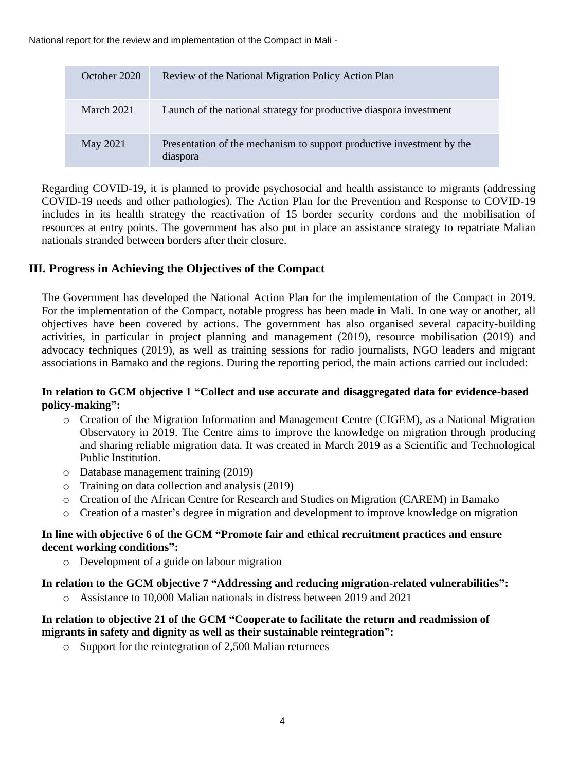| October 2020 | Review of the National Migration Policy Action Plan |
|---|---|
| March 2021 | Launch of the national strategy for productive diaspora investment |
| May 2021 | Presentation of the mechanism to support productive investment by the diaspora |

Regarding COVID-19, it is planned to provide psychosocial and health assistance to migrants (addressing COVID-19 needs and other pathologies). The Action Plan for the Prevention and Response to COVID-19 includes in its health strategy the reactivation of 15 border security cordons and the mobilisation of resources at entry points. The government has also put in place an assistance strategy to repatriate Malian nationals stranded between borders after their closure.

## III. Progress in Achieving the Objectives of the Compact

The Government has developed the National Action Plan for the implementation of the Compact in 2019. For the implementation of the Compact, notable progress has been made in Mali. In one way or another, all objectives have been covered by actions. The government has also organised several capacity-building activities, in particular in project planning and management (2019), resource mobilisation (2019) and advocacy techniques (2019), as well as training sessions for radio journalists, NGO leaders and migrant associations in Bamako and the regions. During the reporting period, the main actions carried out included:

**In relation to GCM objective 1 "Collect and use accurate and disaggregated data for evidence-based policy-making":**

- Creation of the Migration Information and Management Centre (CIGEM), as a National Migration Observatory in 2019. The Centre aims to improve the knowledge on migration through producing and sharing reliable migration data. It was created in March 2019 as a Scientific and Technological Public Institution.
- Database management training (2019)
- Training on data collection and analysis (2019)
- Creation of the African Centre for Research and Studies on Migration (CAREM) in Bamako
- Creation of a master's degree in migration and development to improve knowledge on migration

**In line with objective 6 of the GCM "Promote fair and ethical recruitment practices and ensure decent working conditions":**

- Development of a guide on labour migration

**In relation to the GCM objective 7 "Addressing and reducing migration-related vulnerabilities":**

- Assistance to 10,000 Malian nationals in distress between 2019 and 2021

**In relation to objective 21 of the GCM "Cooperate to facilitate the return and readmission of migrants in safety and dignity as well as their sustainable reintegration":**

- Support for the reintegration of 2,500 Malian returnees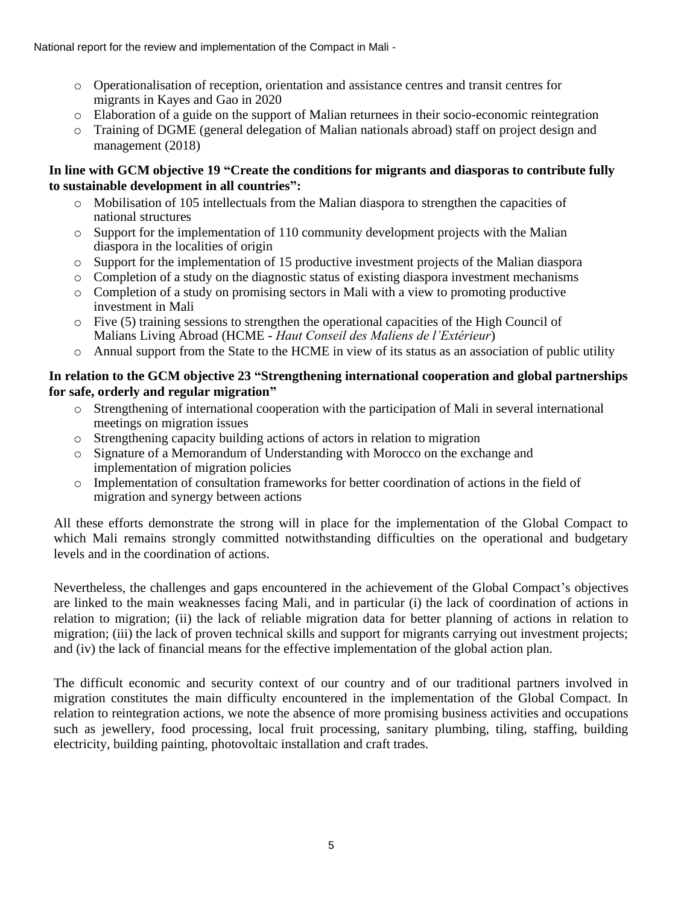- Operationalisation of reception, orientation and assistance centres and transit centres for migrants in Kayes and Gao in 2020
- Elaboration of a guide on the support of Malian returnees in their socio-economic reintegration
- Training of DGME (general delegation of Malian nationals abroad) staff on project design and management (2018)

**In line with GCM objective 19 "Create the conditions for migrants and diasporas to contribute fully to sustainable development in all countries":**

- Mobilisation of 105 intellectuals from the Malian diaspora to strengthen the capacities of national structures
- Support for the implementation of 110 community development projects with the Malian diaspora in the localities of origin
- Support for the implementation of 15 productive investment projects of the Malian diaspora
- Completion of a study on the diagnostic status of existing diaspora investment mechanisms
- Completion of a study on promising sectors in Mali with a view to promoting productive investment in Mali
- Five (5) training sessions to strengthen the operational capacities of the High Council of Malians Living Abroad (HCME - *Haut Conseil des Maliens de l'Extérieur*)
- Annual support from the State to the HCME in view of its status as an association of public utility

**In relation to the GCM objective 23 "Strengthening international cooperation and global partnerships for safe, orderly and regular migration"**

- Strengthening of international cooperation with the participation of Mali in several international meetings on migration issues
- Strengthening capacity building actions of actors in relation to migration
- Signature of a Memorandum of Understanding with Morocco on the exchange and implementation of migration policies
- Implementation of consultation frameworks for better coordination of actions in the field of migration and synergy between actions

All these efforts demonstrate the strong will in place for the implementation of the Global Compact to which Mali remains strongly committed notwithstanding difficulties on the operational and budgetary levels and in the coordination of actions.

Nevertheless, the challenges and gaps encountered in the achievement of the Global Compact's objectives are linked to the main weaknesses facing Mali, and in particular (i) the lack of coordination of actions in relation to migration; (ii) the lack of reliable migration data for better planning of actions in relation to migration; (iii) the lack of proven technical skills and support for migrants carrying out investment projects; and (iv) the lack of financial means for the effective implementation of the global action plan.

The difficult economic and security context of our country and of our traditional partners involved in migration constitutes the main difficulty encountered in the implementation of the Global Compact. In relation to reintegration actions, we note the absence of more promising business activities and occupations such as jewellery, food processing, local fruit processing, sanitary plumbing, tiling, staffing, building electricity, building painting, photovoltaic installation and craft trades.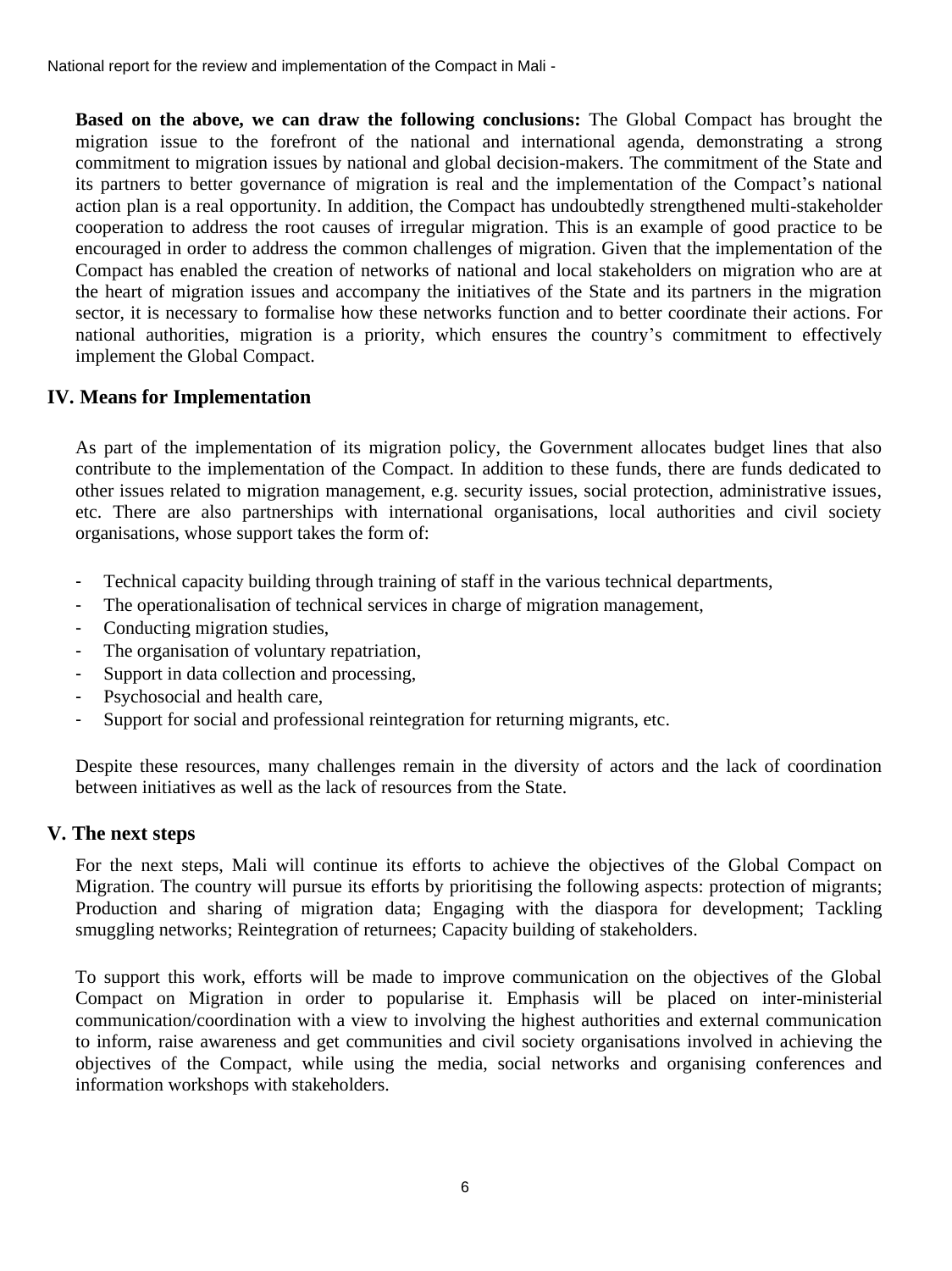**Based on the above, we can draw the following conclusions:** The Global Compact has brought the migration issue to the forefront of the national and international agenda, demonstrating a strong commitment to migration issues by national and global decision-makers. The commitment of the State and its partners to better governance of migration is real and the implementation of the Compact's national action plan is a real opportunity. In addition, the Compact has undoubtedly strengthened multi-stakeholder cooperation to address the root causes of irregular migration. This is an example of good practice to be encouraged in order to address the common challenges of migration. Given that the implementation of the Compact has enabled the creation of networks of national and local stakeholders on migration who are at the heart of migration issues and accompany the initiatives of the State and its partners in the migration sector, it is necessary to formalise how these networks function and to better coordinate their actions. For national authorities, migration is a priority, which ensures the country's commitment to effectively implement the Global Compact.

## IV. Means for Implementation

As part of the implementation of its migration policy, the Government allocates budget lines that also contribute to the implementation of the Compact. In addition to these funds, there are funds dedicated to other issues related to migration management, e.g. security issues, social protection, administrative issues, etc. There are also partnerships with international organisations, local authorities and civil society organisations, whose support takes the form of:

- Technical capacity building through training of staff in the various technical departments,
- The operationalisation of technical services in charge of migration management,
- Conducting migration studies,
- The organisation of voluntary repatriation,
- Support in data collection and processing,
- Psychosocial and health care,
- Support for social and professional reintegration for returning migrants, etc.

Despite these resources, many challenges remain in the diversity of actors and the lack of coordination between initiatives as well as the lack of resources from the State.

## V. The next steps

For the next steps, Mali will continue its efforts to achieve the objectives of the Global Compact on Migration. The country will pursue its efforts by prioritising the following aspects: protection of migrants; Production and sharing of migration data; Engaging with the diaspora for development; Tackling smuggling networks; Reintegration of returnees; Capacity building of stakeholders.

To support this work, efforts will be made to improve communication on the objectives of the Global Compact on Migration in order to popularise it. Emphasis will be placed on inter-ministerial communication/coordination with a view to involving the highest authorities and external communication to inform, raise awareness and get communities and civil society organisations involved in achieving the objectives of the Compact, while using the media, social networks and organising conferences and information workshops with stakeholders.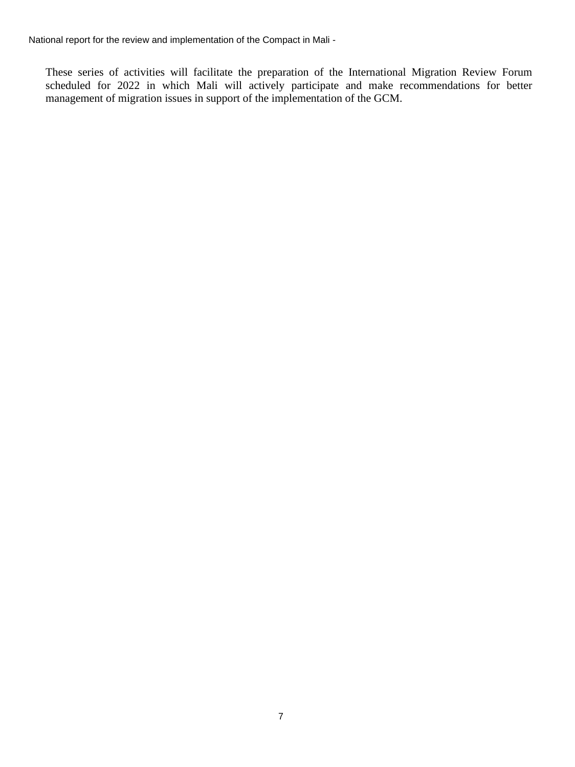These series of activities will facilitate the preparation of the International Migration Review Forum scheduled for 2022 in which Mali will actively participate and make recommendations for better management of migration issues in support of the implementation of the GCM.